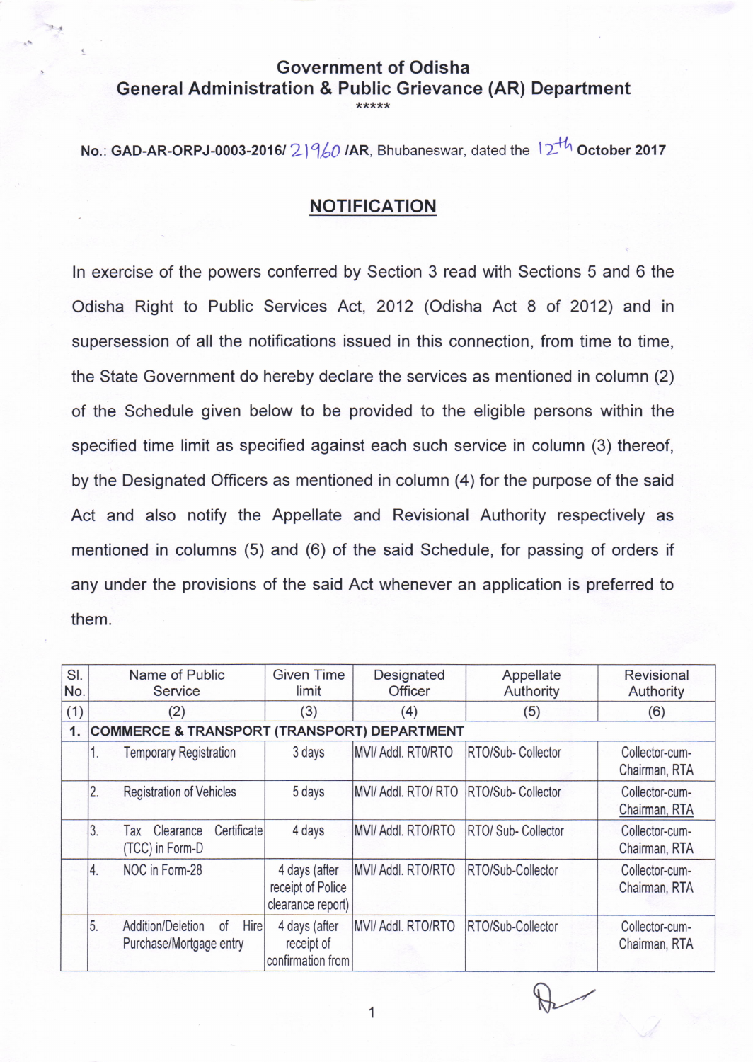# Government of Odisha
## General Administration & Public Grievance (AR) Department

*****

No.: GAD-AR-ORPJ-0003-2016/ 21960 /AR, Bhubaneswar, dated the 12th October 2017

## NOTIFICATION

In exercise of the powers conferred by Section 3 read with Sections 5 and 6 the Odisha Right to Public Services Act, 2012 (Odisha Act 8 of 2012) and in supersession of all the notifications issued in this connection, from time to time, the State Government do hereby declare the services as mentioned in column (2) of the Schedule given below to be provided to the eligible persons within the specified time limit as specified against each such service in column (3) thereof, by the Designated Officers as mentioned in column (4) for the purpose of the said Act and also notify the Appellate and Revisional Authority respectively as mentioned in columns (5) and (6) of the said Schedule, for passing of orders if any under the provisions of the said Act whenever an application is preferred to them.

| Sl. No. | Name of Public Service | Given Time limit | Designated Officer | Appellate Authority | Revisional Authority |
|---|---|---|---|---|---|
| (1) | (2) | (3) | (4) | (5) | (6) |
| 1. | COMMERCE & TRANSPORT (TRANSPORT) DEPARTMENT | | | | |
| | 1. Temporary Registration | 3 days | MVI/ Addl. RTO/RTO | RTO/Sub- Collector | Collector-cum-Chairman, RTA |
| | 2. Registration of Vehicles | 5 days | MVI/ Addl. RTO/ RTO | RTO/Sub- Collector | Collector-cum-Chairman, RTA |
| | 3. Tax Clearance Certificate (TCC) in Form-D | 4 days | MVI/ Addl. RTO/RTO | RTO/ Sub- Collector | Collector-cum-Chairman, RTA |
| | 4. NOC in Form-28 | 4 days (after receipt of Police clearance report) | MVI/ Addl. RTO/RTO | RTO/Sub-Collector | Collector-cum-Chairman, RTA |
| | 5. Addition/Deletion of Hire Purchase/Mortgage entry | 4 days (after receipt of confirmation from | MVI/ Addl. RTO/RTO | RTO/Sub-Collector | Collector-cum-Chairman, RTA |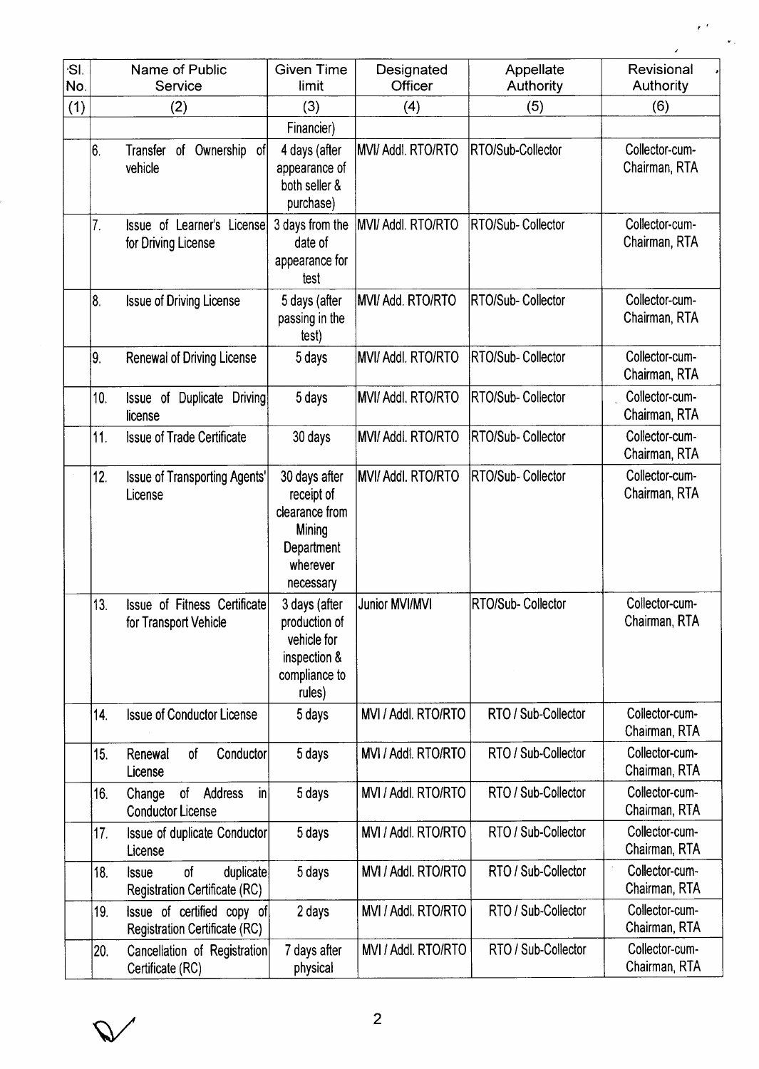| Sl. No. | Name of Public Service | Given Time limit | Designated Officer | Appellate Authority | Revisional Authority |
|---|---|---|---|---|---|
| (1) | (2) | (3) | (4) | (5) | (6) |
| | | Financier) | | | |
| 6. | Transfer of Ownership of vehicle | 4 days (after appearance of both seller & purchase) | MVI/ Addl. RTO/RTO | RTO/Sub-Collector | Collector-cum-Chairman, RTA |
| 7. | Issue of Learner's License for Driving License | 3 days from the date of appearance for test | MVI/ Addl. RTO/RTO | RTO/Sub- Collector | Collector-cum-Chairman, RTA |
| 8. | Issue of Driving License | 5 days (after passing in the test) | MVI/ Add. RTO/RTO | RTO/Sub- Collector | Collector-cum-Chairman, RTA |
| 9. | Renewal of Driving License | 5 days | MVI/ Addl. RTO/RTO | RTO/Sub- Collector | Collector-cum-Chairman, RTA |
| 10. | Issue of Duplicate Driving license | 5 days | MVI/ Addl. RTO/RTO | RTO/Sub- Collector | Collector-cum-Chairman, RTA |
| 11. | Issue of Trade Certificate | 30 days | MVI/ Addl. RTO/RTO | RTO/Sub- Collector | Collector-cum-Chairman, RTA |
| 12. | Issue of Transporting Agents' License | 30 days after receipt of clearance from Mining Department wherever necessary | MVI/ Addl. RTO/RTO | RTO/Sub- Collector | Collector-cum-Chairman, RTA |
| 13. | Issue of Fitness Certificate for Transport Vehicle | 3 days (after production of vehicle for inspection & compliance to rules) | Junior MVI/MVI | RTO/Sub- Collector | Collector-cum-Chairman, RTA |
| 14. | Issue of Conductor License | 5 days | MVI / Addl. RTO/RTO | RTO / Sub-Collector | Collector-cum-Chairman, RTA |
| 15. | Renewal of Conductor License | 5 days | MVI / Addl. RTO/RTO | RTO / Sub-Collector | Collector-cum-Chairman, RTA |
| 16. | Change of Address in Conductor License | 5 days | MVI / Addl. RTO/RTO | RTO / Sub-Collector | Collector-cum-Chairman, RTA |
| 17. | Issue of duplicate Conductor License | 5 days | MVI / Addl. RTO/RTO | RTO / Sub-Collector | Collector-cum-Chairman, RTA |
| 18. | Issue of duplicate Registration Certificate (RC) | 5 days | MVI / Addl. RTO/RTO | RTO / Sub-Collector | Collector-cum-Chairman, RTA |
| 19. | Issue of certified copy of Registration Certificate (RC) | 2 days | MVI / Addl. RTO/RTO | RTO / Sub-Collector | Collector-cum-Chairman, RTA |
| 20. | Cancellation of Registration Certificate (RC) | 7 days after physical | MVI / Addl. RTO/RTO | RTO / Sub-Collector | Collector-cum-Chairman, RTA |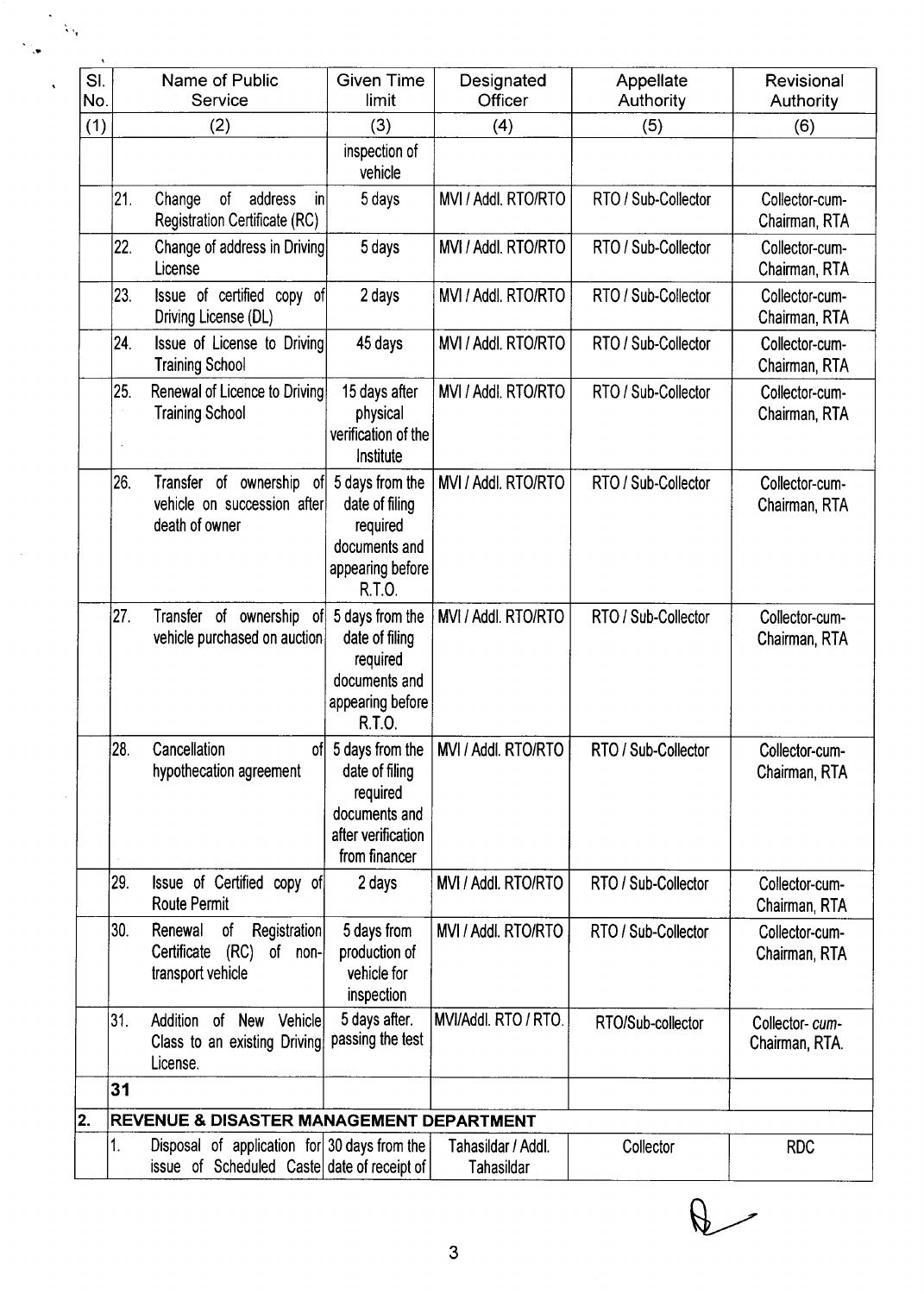| Sl. No. | | Name of Public Service | Given Time limit | Designated Officer | Appellate Authority | Revisional Authority |
|---|---|---|---|---|---|---|
| (1) | | (2) | (3) | (4) | (5) | (6) |
| | | | inspection of vehicle | | | |
| | 21. | Change of address in Registration Certificate (RC) | 5 days | MVI / Addl. RTO/RTO | RTO / Sub-Collector | Collector-cum-Chairman, RTA |
| | 22. | Change of address in Driving License | 5 days | MVI / Addl. RTO/RTO | RTO / Sub-Collector | Collector-cum-Chairman, RTA |
| | 23. | Issue of certified copy of Driving License (DL) | 2 days | MVI / Addl. RTO/RTO | RTO / Sub-Collector | Collector-cum-Chairman, RTA |
| | 24. | Issue of License to Driving Training School | 45 days | MVI / Addl. RTO/RTO | RTO / Sub-Collector | Collector-cum-Chairman, RTA |
| | 25. | Renewal of Licence to Driving Training School | 15 days after physical verification of the Institute | MVI / Addl. RTO/RTO | RTO / Sub-Collector | Collector-cum-Chairman, RTA |
| | 26. | Transfer of ownership of vehicle on succession after death of owner | 5 days from the date of filing required documents and appearing before R.T.O. | MVI / Addl. RTO/RTO | RTO / Sub-Collector | Collector-cum-Chairman, RTA |
| | 27. | Transfer of ownership of vehicle purchased on auction | 5 days from the date of filing required documents and appearing before R.T.O. | MVI / Addl. RTO/RTO | RTO / Sub-Collector | Collector-cum-Chairman, RTA |
| | 28. | Cancellation of hypothecation agreement | 5 days from the date of filing required documents and after verification from financer | MVI / Addl. RTO/RTO | RTO / Sub-Collector | Collector-cum-Chairman, RTA |
| | 29. | Issue of Certified copy of Route Permit | 2 days | MVI / Addl. RTO/RTO | RTO / Sub-Collector | Collector-cum-Chairman, RTA |
| | 30. | Renewal of Registration Certificate (RC) of non-transport vehicle | 5 days from production of vehicle for inspection | MVI / Addl. RTO/RTO | RTO / Sub-Collector | Collector-cum-Chairman, RTA |
| | 31. | Addition of New Vehicle Class to an existing Driving License. | 5 days after. passing the test | MVI/Addl. RTO / RTO. | RTO/Sub-collector | Collector- *cum*-Chairman, RTA. |
| | **31** | | | | | |
| **2.** | **REVENUE & DISASTER MANAGEMENT DEPARTMENT** | | | | | |
| | 1. | Disposal of application for issue of Scheduled Caste | 30 days from the date of receipt of | Tahasildar / Addl. Tahasildar | Collector | RDC |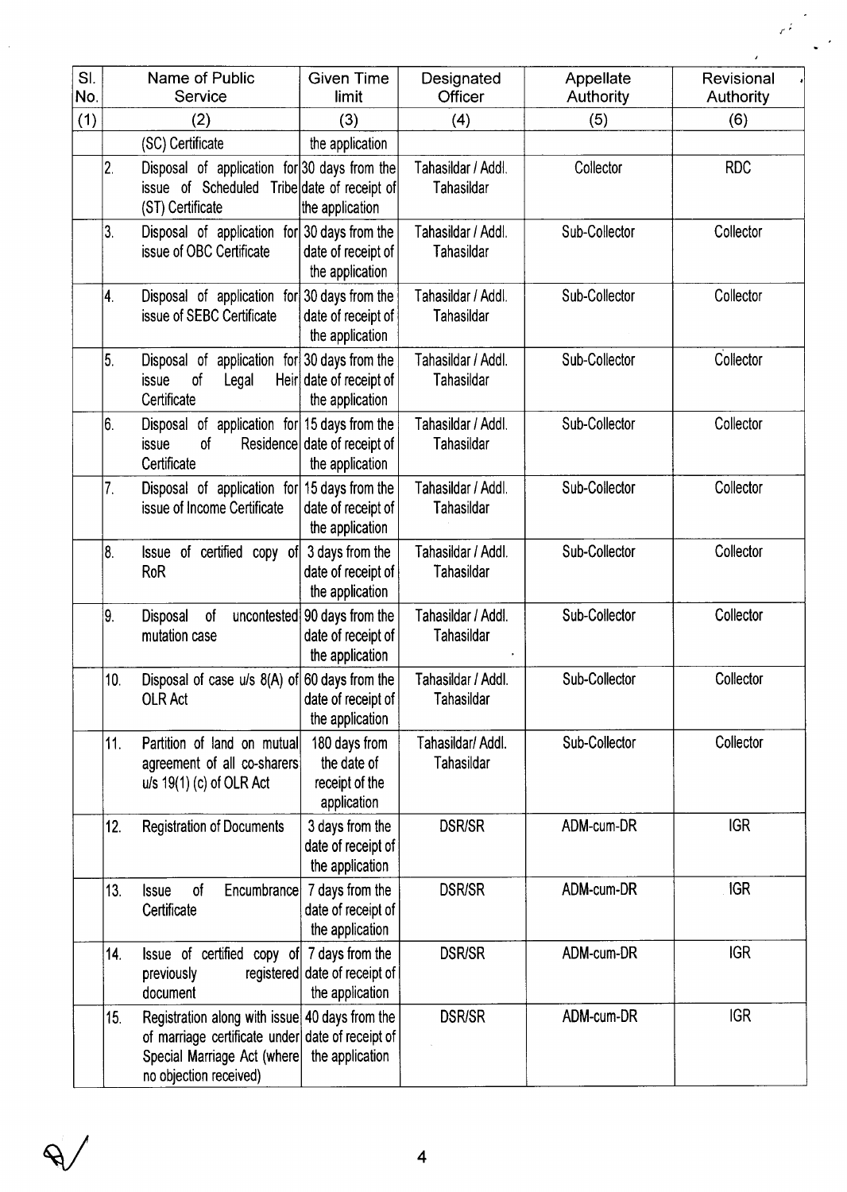| Sl. No. | Name of Public Service | Given Time limit | Designated Officer | Appellate Authority | Revisional Authority |
|---|---|---|---|---|---|
| (1) | (2) | (3) | (4) | (5) | (6) |
| | (SC) Certificate | the application | | | |
| 2. | Disposal of application for issue of Scheduled Tribe (ST) Certificate | 30 days from the date of receipt of the application | Tahasildar / Addl. Tahasildar | Collector | RDC |
| 3. | Disposal of application for issue of OBC Certificate | 30 days from the date of receipt of the application | Tahasildar / Addl. Tahasildar | Sub-Collector | Collector |
| 4. | Disposal of application for issue of SEBC Certificate | 30 days from the date of receipt of the application | Tahasildar / Addl. Tahasildar | Sub-Collector | Collector |
| 5. | Disposal of application for issue of Legal Heir Certificate | 30 days from the date of receipt of the application | Tahasildar / Addl. Tahasildar | Sub-Collector | Collector |
| 6. | Disposal of application for issue of Residence Certificate | 15 days from the date of receipt of the application | Tahasildar / Addl. Tahasildar | Sub-Collector | Collector |
| 7. | Disposal of application for issue of Income Certificate | 15 days from the date of receipt of the application | Tahasildar / Addl. Tahasildar | Sub-Collector | Collector |
| 8. | Issue of certified copy of RoR | 3 days from the date of receipt of the application | Tahasildar / Addl. Tahasildar | Sub-Collector | Collector |
| 9. | Disposal of uncontested mutation case | 90 days from the date of receipt of the application | Tahasildar / Addl. Tahasildar | Sub-Collector | Collector |
| 10. | Disposal of case u/s 8(A) of OLR Act | 60 days from the date of receipt of the application | Tahasildar / Addl. Tahasildar | Sub-Collector | Collector |
| 11. | Partition of land on mutual agreement of all co-sharers u/s 19(1) (c) of OLR Act | 180 days from the date of receipt of the application | Tahasildar/ Addl. Tahasildar | Sub-Collector | Collector |
| 12. | Registration of Documents | 3 days from the date of receipt of the application | DSR/SR | ADM-cum-DR | IGR |
| 13. | Issue of Encumbrance Certificate | 7 days from the date of receipt of the application | DSR/SR | ADM-cum-DR | IGR |
| 14. | Issue of certified copy of previously registered document | 7 days from the date of receipt of the application | DSR/SR | ADM-cum-DR | IGR |
| 15. | Registration along with issue of marriage certificate under Special Marriage Act (where no objection received) | 40 days from the date of receipt of the application | DSR/SR | ADM-cum-DR | IGR |